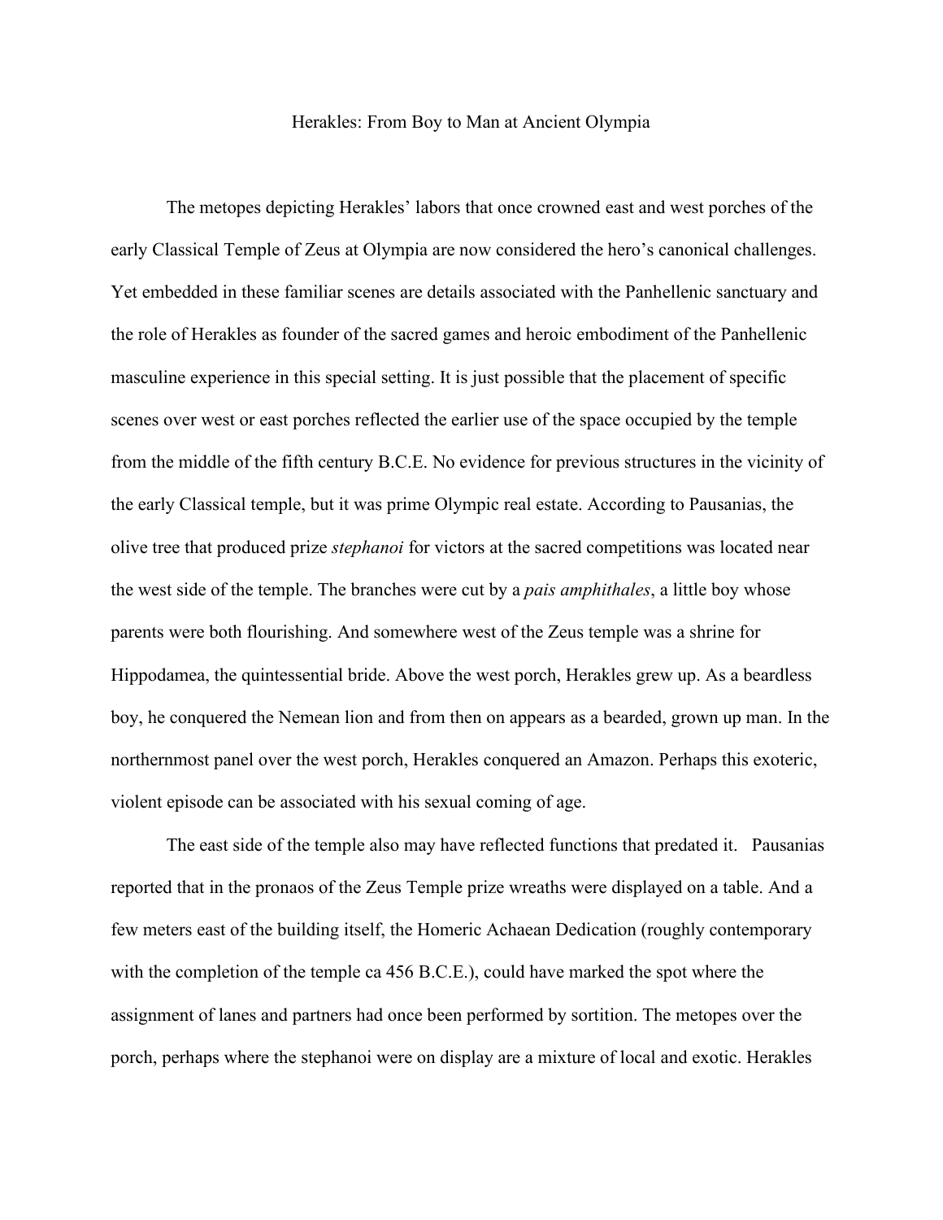# Herakles: From Boy to Man at Ancient Olympia

The metopes depicting Herakles' labors that once crowned east and west porches of the early Classical Temple of Zeus at Olympia are now considered the hero's canonical challenges. Yet embedded in these familiar scenes are details associated with the Panhellenic sanctuary and the role of Herakles as founder of the sacred games and heroic embodiment of the Panhellenic masculine experience in this special setting. It is just possible that the placement of specific scenes over west or east porches reflected the earlier use of the space occupied by the temple from the middle of the fifth century B.C.E. No evidence for previous structures in the vicinity of the early Classical temple, but it was prime Olympic real estate. According to Pausanias, the olive tree that produced prize *stephanoi* for victors at the sacred competitions was located near the west side of the temple. The branches were cut by a *pais amphithales*, a little boy whose parents were both flourishing. And somewhere west of the Zeus temple was a shrine for Hippodamea, the quintessential bride. Above the west porch, Herakles grew up. As a beardless boy, he conquered the Nemean lion and from then on appears as a bearded, grown up man. In the northernmost panel over the west porch, Herakles conquered an Amazon. Perhaps this exoteric, violent episode can be associated with his sexual coming of age.

The east side of the temple also may have reflected functions that predated it. Pausanias reported that in the pronaos of the Zeus Temple prize wreaths were displayed on a table. And a few meters east of the building itself, the Homeric Achaean Dedication (roughly contemporary with the completion of the temple ca 456 B.C.E.), could have marked the spot where the assignment of lanes and partners had once been performed by sortition. The metopes over the porch, perhaps where the stephanoi were on display are a mixture of local and exotic. Herakles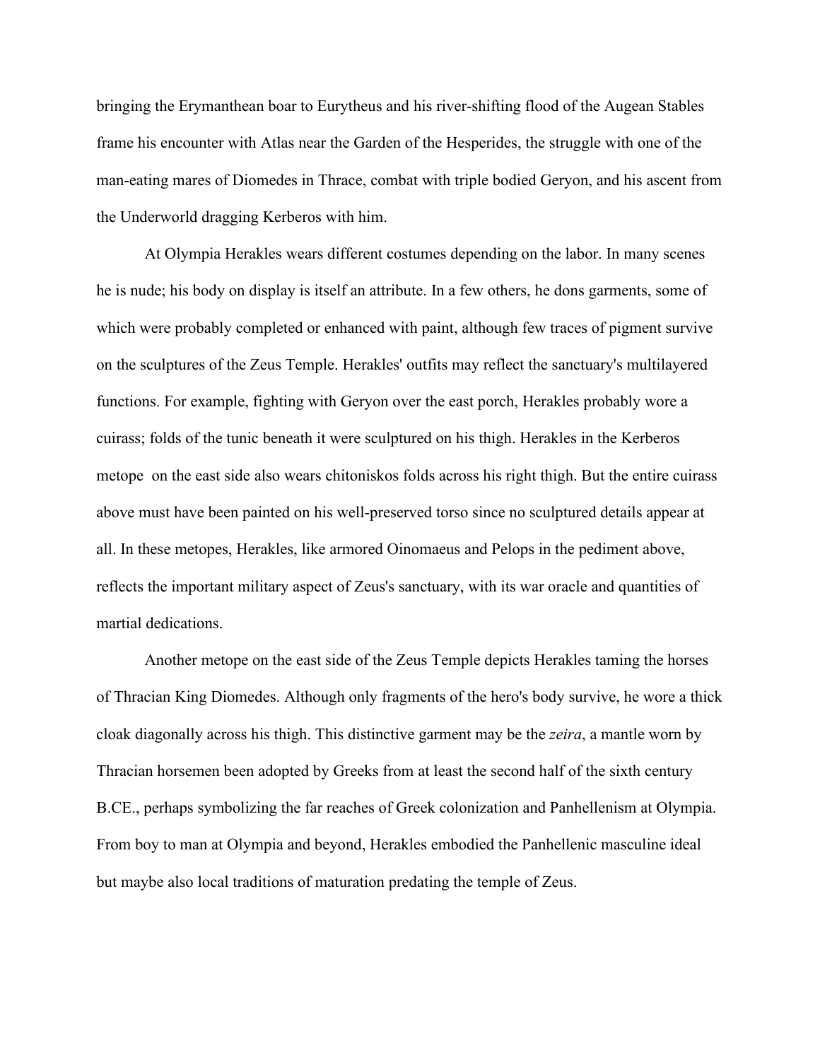bringing the Erymanthean boar to Eurytheus and his river-shifting flood of the Augean Stables frame his encounter with Atlas near the Garden of the Hesperides, the struggle with one of the man-eating mares of Diomedes in Thrace, combat with triple bodied Geryon, and his ascent from the Underworld dragging Kerberos with him.

At Olympia Herakles wears different costumes depending on the labor. In many scenes he is nude; his body on display is itself an attribute. In a few others, he dons garments, some of which were probably completed or enhanced with paint, although few traces of pigment survive on the sculptures of the Zeus Temple. Herakles' outfits may reflect the sanctuary's multilayered functions. For example, fighting with Geryon over the east porch, Herakles probably wore a cuirass; folds of the tunic beneath it were sculptured on his thigh. Herakles in the Kerberos metope on the east side also wears chitoniskos folds across his right thigh. But the entire cuirass above must have been painted on his well-preserved torso since no sculptured details appear at all. In these metopes, Herakles, like armored Oinomaeus and Pelops in the pediment above, reflects the important military aspect of Zeus's sanctuary, with its war oracle and quantities of martial dedications.

Another metope on the east side of the Zeus Temple depicts Herakles taming the horses of Thracian King Diomedes. Although only fragments of the hero's body survive, he wore a thick cloak diagonally across his thigh. This distinctive garment may be the *zeira*, a mantle worn by Thracian horsemen been adopted by Greeks from at least the second half of the sixth century B.CE., perhaps symbolizing the far reaches of Greek colonization and Panhellenism at Olympia. From boy to man at Olympia and beyond, Herakles embodied the Panhellenic masculine ideal but maybe also local traditions of maturation predating the temple of Zeus.